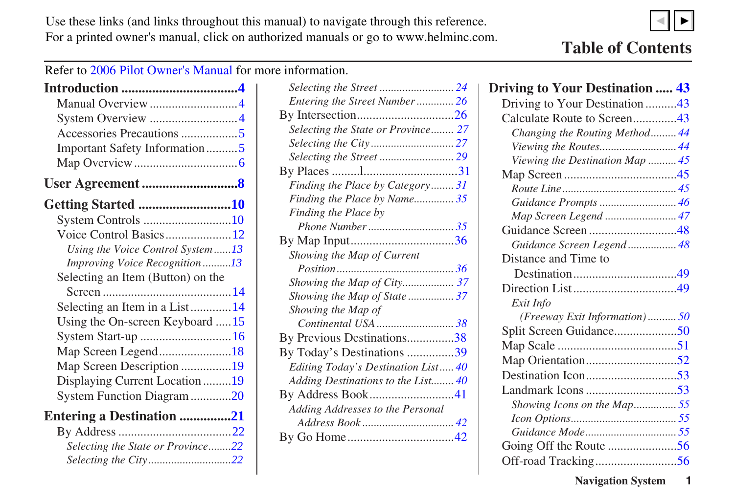Use these links (and links throughout this manual) to navigate through this reference.
For a printed owner's manual, click on authorized manuals or go to www.helminc.com.

# Table of Contents

Refer to 2006 Pilot Owner's Manual for more information.

**Introduction ................................. 4**
- Manual Overview ............................ 4
- System Overview ............................ 4
- Accessories Precautions .................. 5
- Important Safety Information .......... 5
- Map Overview ................................ 6

**User Agreement ........................... 8**

**Getting Started ........................... 10**
- System Controls ............................ 10
- Voice Control Basics ..................... 12
  - *Using the Voice Control System ...... 13*
  - *Improving Voice Recognition .......... 13*
- Selecting an Item (Button) on the Screen ........................................ 14
- Selecting an Item in a List ............. 14
- Using the On-screen Keyboard ..... 15
- System Start-up ............................ 16
- Map Screen Legend ....................... 18
- Map Screen Description ................ 19
- Displaying Current Location ......... 19
- System Function Diagram ............. 20

**Entering a Destination ............... 21**
- By Address .................................... 22
  - *Selecting the State or Province ........ 22*
  - *Selecting the City ............................ 22*
  - *Selecting the Street ......................... 24*
  - *Entering the Street Number ............. 26*
- By Intersection .............................. 26
  - *Selecting the State or Province ........ 27*
  - *Selecting the City ............................ 27*
  - *Selecting the Street ......................... 29*
- By Places ......................................... 31
  - *Finding the Place by Category ........ 31*
  - *Finding the Place by Name ............. 35*
  - *Finding the Place by Phone Number ............................. 35*
- By Map Input ................................. 36
  - *Showing the Map of Current Position ........................................ 36*
  - *Showing the Map of City .................. 37*
  - *Showing the Map of State ................ 37*
  - *Showing the Map of Continental USA .......................... 38*
- By Previous Destinations ............... 38
- By Today's Destinations ............... 39
  - *Editing Today's Destination List ..... 40*
  - *Adding Destinations to the List ........ 40*
- By Address Book ........................... 41
  - *Adding Addresses to the Personal Address Book ............................... 42*
- By Go Home .................................. 42

**Driving to Your Destination ..... 43**
- Driving to Your Destination .......... 43
- Calculate Route to Screen ............. 43
  - *Changing the Routing Method ......... 44*
  - *Viewing the Routes .......................... 44*
  - *Viewing the Destination Map .......... 45*
- Map Screen ................................... 45
  - *Route Line ....................................... 45*
  - *Guidance Prompts .......................... 46*
  - *Map Screen Legend ........................ 47*
- Guidance Screen ........................... 48
  - *Guidance Screen Legend ................ 48*
- Distance and Time to Destination ................................ 49
- Direction List ................................ 49
  - *Exit Info (Freeway Exit Information) .......... 50*
- Split Screen Guidance .................... 50
- Map Scale ..................................... 51
- Map Orientation ............................ 52
- Destination Icon ............................ 53
- Landmark Icons ............................. 53
  - *Showing Icons on the Map ............... 55*
  - *Icon Options .................................... 55*
  - *Guidance Mode ............................... 55*
- Going Off the Route ...................... 56
- Off-road Tracking .......................... 56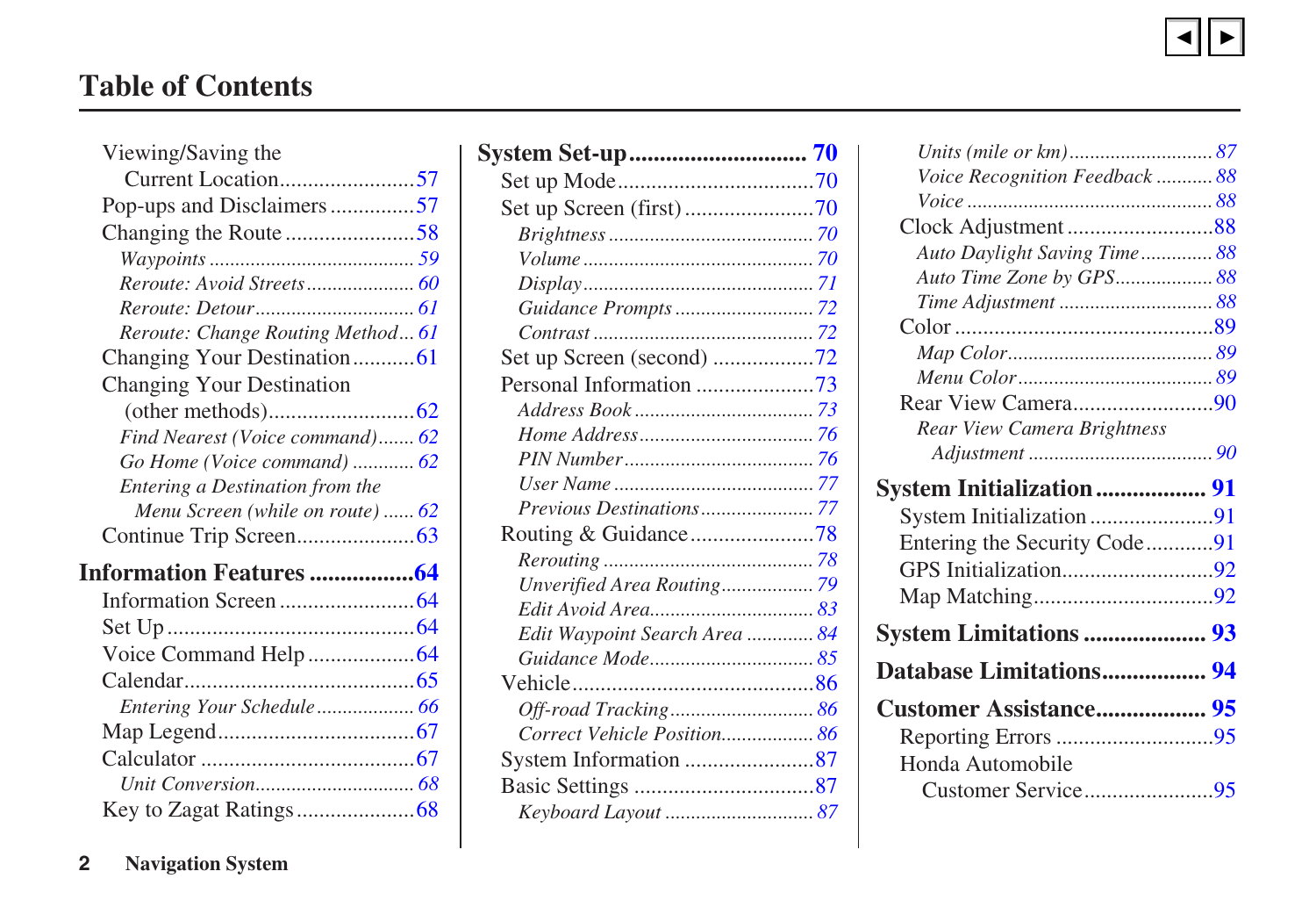# Table of Contents

Viewing/Saving the Current Location ........ 57
Pop-ups and Disclaimers ........ 57
Changing the Route ........ 58
- *Waypoints ........ 59*
- *Reroute: Avoid Streets ........ 60*
- *Reroute: Detour ........ 61*
- *Reroute: Change Routing Method ... 61*

Changing Your Destination ........ 61
Changing Your Destination (other methods) ........ 62
- *Find Nearest (Voice command) ........ 62*
- *Go Home (Voice command) ........ 62*
- *Entering a Destination from the Menu Screen (while on route) ........ 62*

Continue Trip Screen ........ 63

**Information Features ........ 64**

Information Screen ........ 64
Set Up ........ 64
Voice Command Help ........ 64
Calendar ........ 65
- *Entering Your Schedule ........ 66*

Map Legend ........ 67
Calculator ........ 67
- *Unit Conversion ........ 68*

Key to Zagat Ratings ........ 68

**System Set-up ........ 70**

Set up Mode ........ 70
Set up Screen (first) ........ 70
- *Brightness ........ 70*
- *Volume ........ 70*
- *Display ........ 71*
- *Guidance Prompts ........ 72*
- *Contrast ........ 72*

Set up Screen (second) ........ 72
Personal Information ........ 73
- *Address Book ........ 73*
- *Home Address ........ 76*
- *PIN Number ........ 76*
- *User Name ........ 77*
- *Previous Destinations ........ 77*

Routing & Guidance ........ 78
- *Rerouting ........ 78*
- *Unverified Area Routing ........ 79*
- *Edit Avoid Area ........ 83*
- *Edit Waypoint Search Area ........ 84*
- *Guidance Mode ........ 85*

Vehicle ........ 86
- *Off-road Tracking ........ 86*
- *Correct Vehicle Position ........ 86*

System Information ........ 87
Basic Settings ........ 87
- *Keyboard Layout ........ 87*
- *Units (mile or km) ........ 87*
- *Voice Recognition Feedback ........ 88*
- *Voice ........ 88*

Clock Adjustment ........ 88
- *Auto Daylight Saving Time ........ 88*
- *Auto Time Zone by GPS ........ 88*
- *Time Adjustment ........ 88*

Color ........ 89
- *Map Color ........ 89*
- *Menu Color ........ 89*

Rear View Camera ........ 90
- *Rear View Camera Brightness Adjustment ........ 90*

**System Initialization ........ 91**

System Initialization ........ 91
Entering the Security Code ........ 91
GPS Initialization ........ 92
Map Matching ........ 92

**System Limitations ........ 93**

**Database Limitations ........ 94**

**Customer Assistance ........ 95**

Reporting Errors ........ 95
Honda Automobile Customer Service ........ 95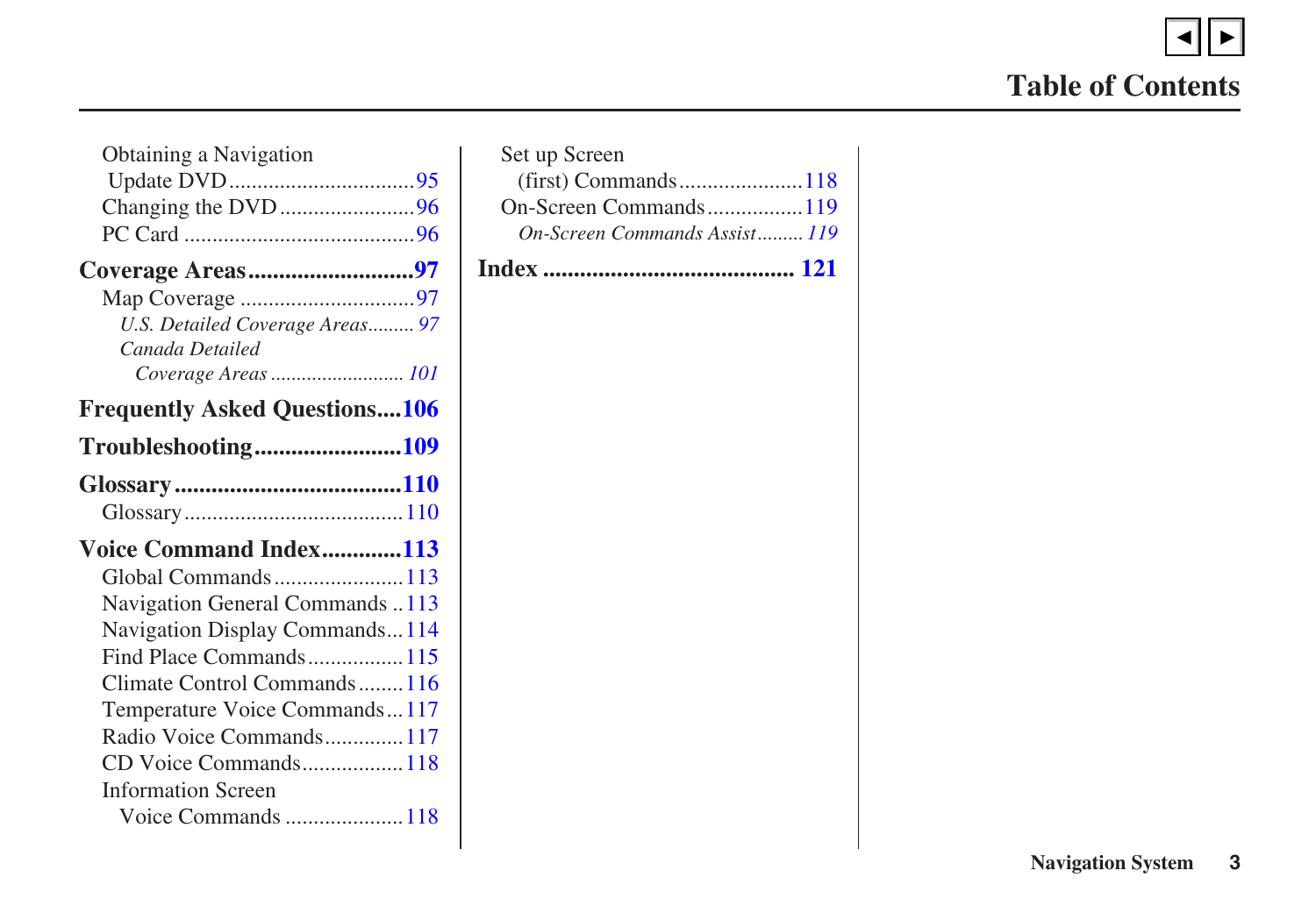## Table of Contents

Obtaining a Navigation Update DVD....95
Changing the DVD....96
PC Card....96

**Coverage Areas....97**

Map Coverage....97

*U.S. Detailed Coverage Areas....97*

*Canada Detailed Coverage Areas....101*

**Frequently Asked Questions....106**

**Troubleshooting....109**

**Glossary....110**

Glossary....110

**Voice Command Index....113**

Global Commands....113
Navigation General Commands....113
Navigation Display Commands....114
Find Place Commands....115
Climate Control Commands....116
Temperature Voice Commands....117
Radio Voice Commands....117
CD Voice Commands....118
Information Screen Voice Commands....118
Set up Screen (first) Commands....118
On-Screen Commands....119

*On-Screen Commands Assist....119*

**Index....121**